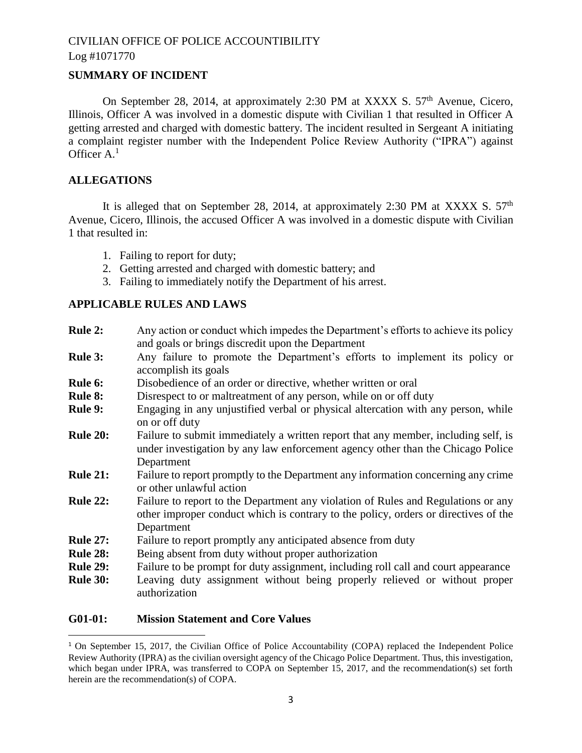CIVILIAN OFFICE OF POLICE ACCOUNTIBILITY
Log #1071770

## SUMMARY OF INCIDENT

On September 28, 2014, at approximately 2:30 PM at XXXX S. 57th Avenue, Cicero, Illinois, Officer A was involved in a domestic dispute with Civilian 1 that resulted in Officer A getting arrested and charged with domestic battery. The incident resulted in Sergeant A initiating a complaint register number with the Independent Police Review Authority ("IPRA") against Officer A.[1]

## ALLEGATIONS

It is alleged that on September 28, 2014, at approximately 2:30 PM at XXXX S. 57th Avenue, Cicero, Illinois, the accused Officer A was involved in a domestic dispute with Civilian 1 that resulted in:

1. Failing to report for duty;
2. Getting arrested and charged with domestic battery; and
3. Failing to immediately notify the Department of his arrest.

## APPLICABLE RULES AND LAWS

**Rule 2:** Any action or conduct which impedes the Department's efforts to achieve its policy and goals or brings discredit upon the Department

**Rule 3:** Any failure to promote the Department's efforts to implement its policy or accomplish its goals

**Rule 6:** Disobedience of an order or directive, whether written or oral

**Rule 8:** Disrespect to or maltreatment of any person, while on or off duty

**Rule 9:** Engaging in any unjustified verbal or physical altercation with any person, while on or off duty

**Rule 20:** Failure to submit immediately a written report that any member, including self, is under investigation by any law enforcement agency other than the Chicago Police Department

**Rule 21:** Failure to report promptly to the Department any information concerning any crime or other unlawful action

**Rule 22:** Failure to report to the Department any violation of Rules and Regulations or any other improper conduct which is contrary to the policy, orders or directives of the Department

**Rule 27:** Failure to report promptly any anticipated absence from duty

**Rule 28:** Being absent from duty without proper authorization

**Rule 29:** Failure to be prompt for duty assignment, including roll call and court appearance

**Rule 30:** Leaving duty assignment without being properly relieved or without proper authorization

**G01-01: Mission Statement and Core Values**

[1] On September 15, 2017, the Civilian Office of Police Accountability (COPA) replaced the Independent Police Review Authority (IPRA) as the civilian oversight agency of the Chicago Police Department. Thus, this investigation, which began under IPRA, was transferred to COPA on September 15, 2017, and the recommendation(s) set forth herein are the recommendation(s) of COPA.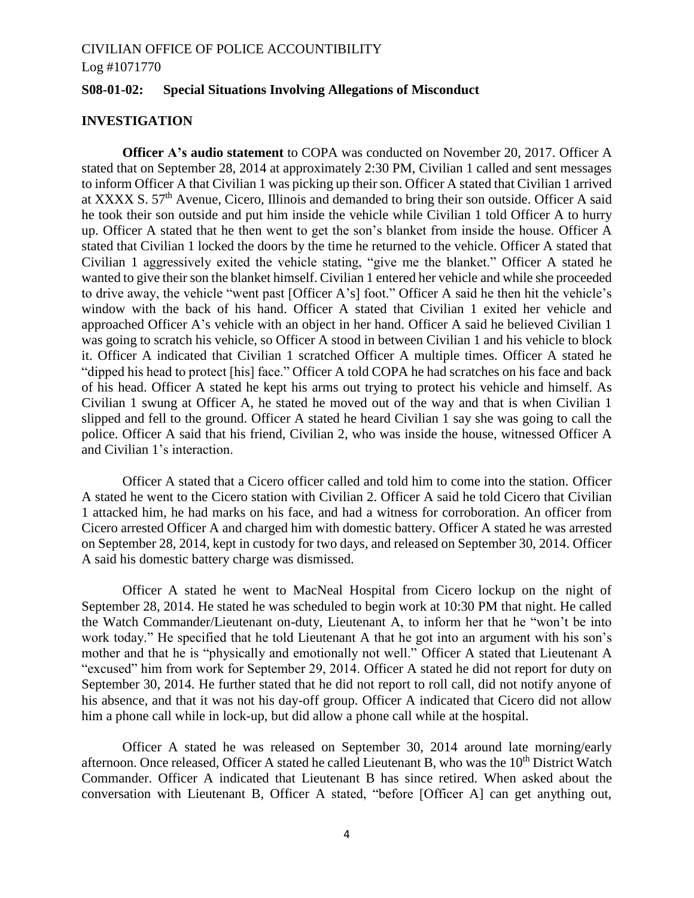**S08-01-02: Special Situations Involving Allegations of Misconduct**

## INVESTIGATION

**Officer A's audio statement** to COPA was conducted on November 20, 2017. Officer A stated that on September 28, 2014 at approximately 2:30 PM, Civilian 1 called and sent messages to inform Officer A that Civilian 1 was picking up their son. Officer A stated that Civilian 1 arrived at XXXX S. 57th Avenue, Cicero, Illinois and demanded to bring their son outside. Officer A said he took their son outside and put him inside the vehicle while Civilian 1 told Officer A to hurry up. Officer A stated that he then went to get the son's blanket from inside the house. Officer A stated that Civilian 1 locked the doors by the time he returned to the vehicle. Officer A stated that Civilian 1 aggressively exited the vehicle stating, "give me the blanket." Officer A stated he wanted to give their son the blanket himself. Civilian 1 entered her vehicle and while she proceeded to drive away, the vehicle "went past [Officer A's] foot." Officer A said he then hit the vehicle's window with the back of his hand. Officer A stated that Civilian 1 exited her vehicle and approached Officer A's vehicle with an object in her hand. Officer A said he believed Civilian 1 was going to scratch his vehicle, so Officer A stood in between Civilian 1 and his vehicle to block it. Officer A indicated that Civilian 1 scratched Officer A multiple times. Officer A stated he "dipped his head to protect [his] face." Officer A told COPA he had scratches on his face and back of his head. Officer A stated he kept his arms out trying to protect his vehicle and himself. As Civilian 1 swung at Officer A, he stated he moved out of the way and that is when Civilian 1 slipped and fell to the ground. Officer A stated he heard Civilian 1 say she was going to call the police. Officer A said that his friend, Civilian 2, who was inside the house, witnessed Officer A and Civilian 1's interaction.

Officer A stated that a Cicero officer called and told him to come into the station. Officer A stated he went to the Cicero station with Civilian 2. Officer A said he told Cicero that Civilian 1 attacked him, he had marks on his face, and had a witness for corroboration. An officer from Cicero arrested Officer A and charged him with domestic battery. Officer A stated he was arrested on September 28, 2014, kept in custody for two days, and released on September 30, 2014. Officer A said his domestic battery charge was dismissed.

Officer A stated he went to MacNeal Hospital from Cicero lockup on the night of September 28, 2014. He stated he was scheduled to begin work at 10:30 PM that night. He called the Watch Commander/Lieutenant on-duty, Lieutenant A, to inform her that he "won't be into work today." He specified that he told Lieutenant A that he got into an argument with his son's mother and that he is "physically and emotionally not well." Officer A stated that Lieutenant A "excused" him from work for September 29, 2014. Officer A stated he did not report for duty on September 30, 2014. He further stated that he did not report to roll call, did not notify anyone of his absence, and that it was not his day-off group. Officer A indicated that Cicero did not allow him a phone call while in lock-up, but did allow a phone call while at the hospital.

Officer A stated he was released on September 30, 2014 around late morning/early afternoon. Once released, Officer A stated he called Lieutenant B, who was the 10th District Watch Commander. Officer A indicated that Lieutenant B has since retired. When asked about the conversation with Lieutenant B, Officer A stated, "before [Officer A] can get anything out,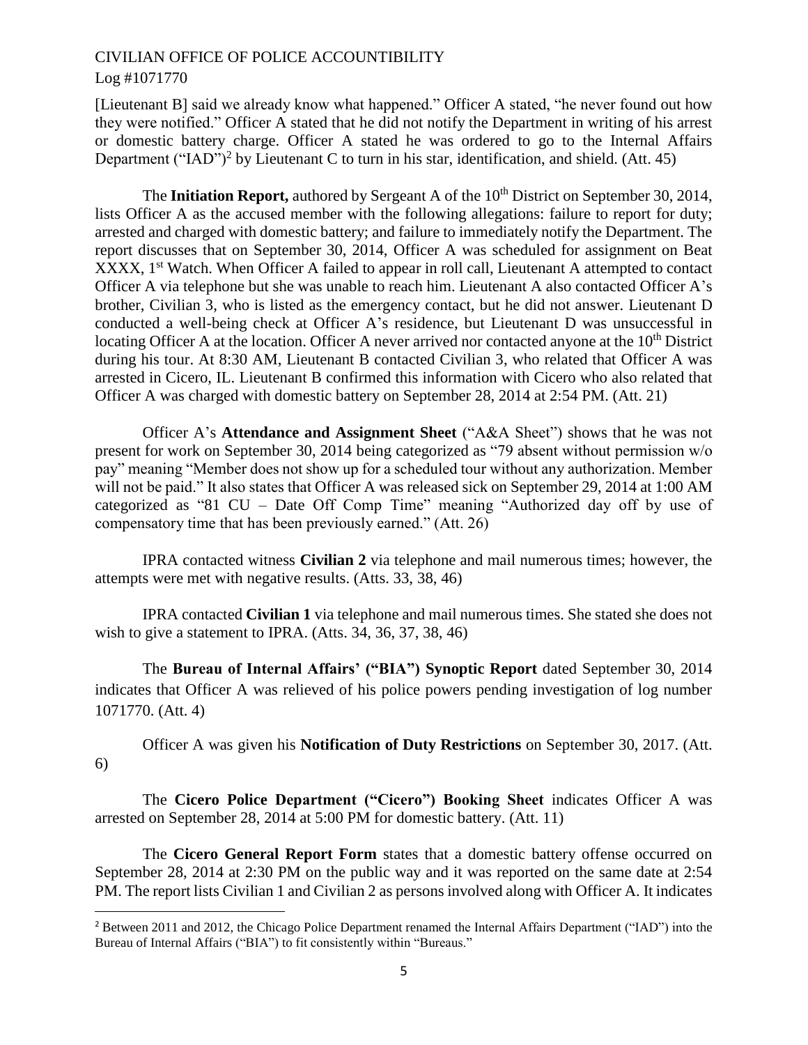[Lieutenant B] said we already know what happened." Officer A stated, "he never found out how they were notified." Officer A stated that he did not notify the Department in writing of his arrest or domestic battery charge. Officer A stated he was ordered to go to the Internal Affairs Department ("IAD")[2] by Lieutenant C to turn in his star, identification, and shield. (Att. 45)

The **Initiation Report,** authored by Sergeant A of the 10th District on September 30, 2014, lists Officer A as the accused member with the following allegations: failure to report for duty; arrested and charged with domestic battery; and failure to immediately notify the Department. The report discusses that on September 30, 2014, Officer A was scheduled for assignment on Beat XXXX, 1st Watch. When Officer A failed to appear in roll call, Lieutenant A attempted to contact Officer A via telephone but she was unable to reach him. Lieutenant A also contacted Officer A's brother, Civilian 3, who is listed as the emergency contact, but he did not answer. Lieutenant D conducted a well-being check at Officer A's residence, but Lieutenant D was unsuccessful in locating Officer A at the location. Officer A never arrived nor contacted anyone at the 10th District during his tour. At 8:30 AM, Lieutenant B contacted Civilian 3, who related that Officer A was arrested in Cicero, IL. Lieutenant B confirmed this information with Cicero who also related that Officer A was charged with domestic battery on September 28, 2014 at 2:54 PM. (Att. 21)

Officer A's **Attendance and Assignment Sheet** ("A&A Sheet") shows that he was not present for work on September 30, 2014 being categorized as "79 absent without permission w/o pay" meaning "Member does not show up for a scheduled tour without any authorization. Member will not be paid." It also states that Officer A was released sick on September 29, 2014 at 1:00 AM categorized as "81 CU – Date Off Comp Time" meaning "Authorized day off by use of compensatory time that has been previously earned." (Att. 26)

IPRA contacted witness **Civilian 2** via telephone and mail numerous times; however, the attempts were met with negative results. (Atts. 33, 38, 46)

IPRA contacted **Civilian 1** via telephone and mail numerous times. She stated she does not wish to give a statement to IPRA. (Atts. 34, 36, 37, 38, 46)

The **Bureau of Internal Affairs' ("BIA") Synoptic Report** dated September 30, 2014 indicates that Officer A was relieved of his police powers pending investigation of log number 1071770. (Att. 4)

Officer A was given his **Notification of Duty Restrictions** on September 30, 2017. (Att. 6)

The **Cicero Police Department ("Cicero") Booking Sheet** indicates Officer A was arrested on September 28, 2014 at 5:00 PM for domestic battery. (Att. 11)

The **Cicero General Report Form** states that a domestic battery offense occurred on September 28, 2014 at 2:30 PM on the public way and it was reported on the same date at 2:54 PM. The report lists Civilian 1 and Civilian 2 as persons involved along with Officer A. It indicates

[2] Between 2011 and 2012, the Chicago Police Department renamed the Internal Affairs Department ("IAD") into the Bureau of Internal Affairs ("BIA") to fit consistently within "Bureaus."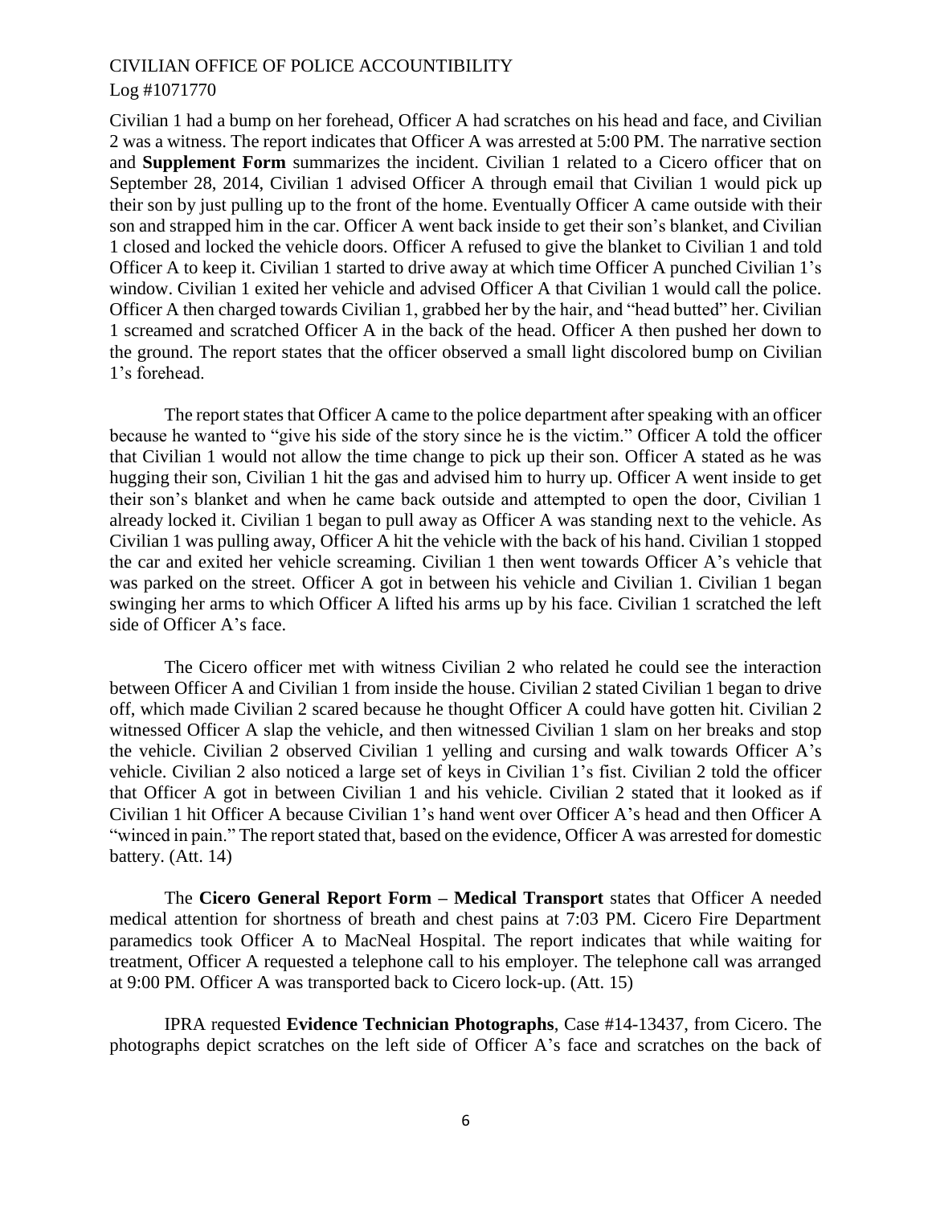Civilian 1 had a bump on her forehead, Officer A had scratches on his head and face, and Civilian 2 was a witness. The report indicates that Officer A was arrested at 5:00 PM. The narrative section and **Supplement Form** summarizes the incident. Civilian 1 related to a Cicero officer that on September 28, 2014, Civilian 1 advised Officer A through email that Civilian 1 would pick up their son by just pulling up to the front of the home. Eventually Officer A came outside with their son and strapped him in the car. Officer A went back inside to get their son's blanket, and Civilian 1 closed and locked the vehicle doors. Officer A refused to give the blanket to Civilian 1 and told Officer A to keep it. Civilian 1 started to drive away at which time Officer A punched Civilian 1's window. Civilian 1 exited her vehicle and advised Officer A that Civilian 1 would call the police. Officer A then charged towards Civilian 1, grabbed her by the hair, and "head butted" her. Civilian 1 screamed and scratched Officer A in the back of the head. Officer A then pushed her down to the ground. The report states that the officer observed a small light discolored bump on Civilian 1's forehead.

The report states that Officer A came to the police department after speaking with an officer because he wanted to "give his side of the story since he is the victim." Officer A told the officer that Civilian 1 would not allow the time change to pick up their son. Officer A stated as he was hugging their son, Civilian 1 hit the gas and advised him to hurry up. Officer A went inside to get their son's blanket and when he came back outside and attempted to open the door, Civilian 1 already locked it. Civilian 1 began to pull away as Officer A was standing next to the vehicle. As Civilian 1 was pulling away, Officer A hit the vehicle with the back of his hand. Civilian 1 stopped the car and exited her vehicle screaming. Civilian 1 then went towards Officer A's vehicle that was parked on the street. Officer A got in between his vehicle and Civilian 1. Civilian 1 began swinging her arms to which Officer A lifted his arms up by his face. Civilian 1 scratched the left side of Officer A's face.

The Cicero officer met with witness Civilian 2 who related he could see the interaction between Officer A and Civilian 1 from inside the house. Civilian 2 stated Civilian 1 began to drive off, which made Civilian 2 scared because he thought Officer A could have gotten hit. Civilian 2 witnessed Officer A slap the vehicle, and then witnessed Civilian 1 slam on her breaks and stop the vehicle. Civilian 2 observed Civilian 1 yelling and cursing and walk towards Officer A's vehicle. Civilian 2 also noticed a large set of keys in Civilian 1's fist. Civilian 2 told the officer that Officer A got in between Civilian 1 and his vehicle. Civilian 2 stated that it looked as if Civilian 1 hit Officer A because Civilian 1's hand went over Officer A's head and then Officer A "winced in pain." The report stated that, based on the evidence, Officer A was arrested for domestic battery. (Att. 14)

The **Cicero General Report Form – Medical Transport** states that Officer A needed medical attention for shortness of breath and chest pains at 7:03 PM. Cicero Fire Department paramedics took Officer A to MacNeal Hospital. The report indicates that while waiting for treatment, Officer A requested a telephone call to his employer. The telephone call was arranged at 9:00 PM. Officer A was transported back to Cicero lock-up. (Att. 15)

IPRA requested **Evidence Technician Photographs**, Case #14-13437, from Cicero. The photographs depict scratches on the left side of Officer A's face and scratches on the back of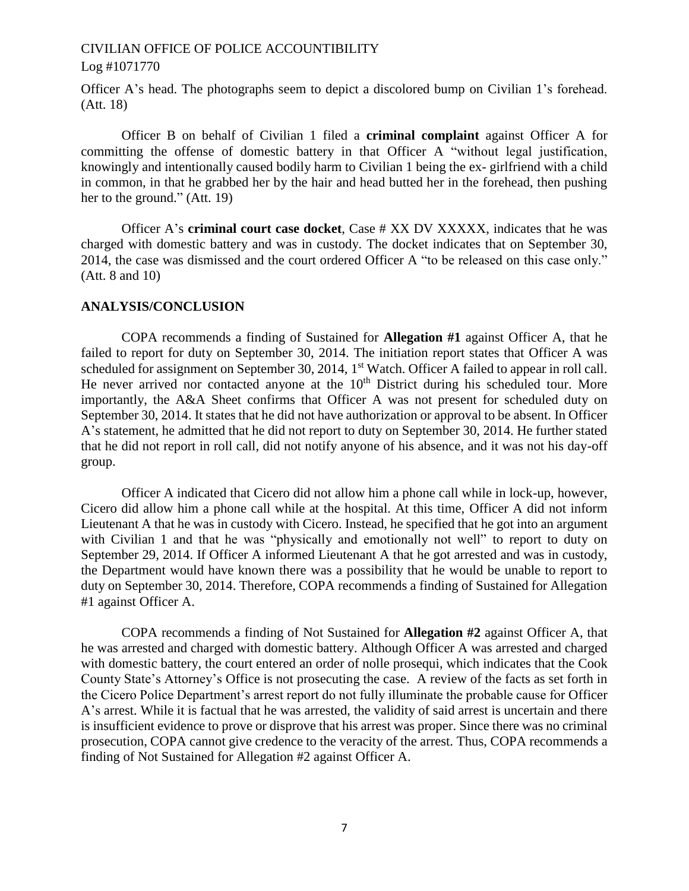Officer A's head. The photographs seem to depict a discolored bump on Civilian 1's forehead. (Att. 18)

Officer B on behalf of Civilian 1 filed a **criminal complaint** against Officer A for committing the offense of domestic battery in that Officer A "without legal justification, knowingly and intentionally caused bodily harm to Civilian 1 being the ex- girlfriend with a child in common, in that he grabbed her by the hair and head butted her in the forehead, then pushing her to the ground." (Att. 19)

Officer A's **criminal court case docket**, Case # XX DV XXXXX, indicates that he was charged with domestic battery and was in custody. The docket indicates that on September 30, 2014, the case was dismissed and the court ordered Officer A "to be released on this case only." (Att. 8 and 10)

## ANALYSIS/CONCLUSION

COPA recommends a finding of Sustained for **Allegation #1** against Officer A, that he failed to report for duty on September 30, 2014. The initiation report states that Officer A was scheduled for assignment on September 30, 2014, 1st Watch. Officer A failed to appear in roll call. He never arrived nor contacted anyone at the 10th District during his scheduled tour. More importantly, the A&A Sheet confirms that Officer A was not present for scheduled duty on September 30, 2014. It states that he did not have authorization or approval to be absent. In Officer A's statement, he admitted that he did not report to duty on September 30, 2014. He further stated that he did not report in roll call, did not notify anyone of his absence, and it was not his day-off group.

Officer A indicated that Cicero did not allow him a phone call while in lock-up, however, Cicero did allow him a phone call while at the hospital. At this time, Officer A did not inform Lieutenant A that he was in custody with Cicero. Instead, he specified that he got into an argument with Civilian 1 and that he was "physically and emotionally not well" to report to duty on September 29, 2014. If Officer A informed Lieutenant A that he got arrested and was in custody, the Department would have known there was a possibility that he would be unable to report to duty on September 30, 2014. Therefore, COPA recommends a finding of Sustained for Allegation #1 against Officer A.

COPA recommends a finding of Not Sustained for **Allegation #2** against Officer A, that he was arrested and charged with domestic battery. Although Officer A was arrested and charged with domestic battery, the court entered an order of nolle prosequi, which indicates that the Cook County State's Attorney's Office is not prosecuting the case. A review of the facts as set forth in the Cicero Police Department's arrest report do not fully illuminate the probable cause for Officer A's arrest. While it is factual that he was arrested, the validity of said arrest is uncertain and there is insufficient evidence to prove or disprove that his arrest was proper. Since there was no criminal prosecution, COPA cannot give credence to the veracity of the arrest. Thus, COPA recommends a finding of Not Sustained for Allegation #2 against Officer A.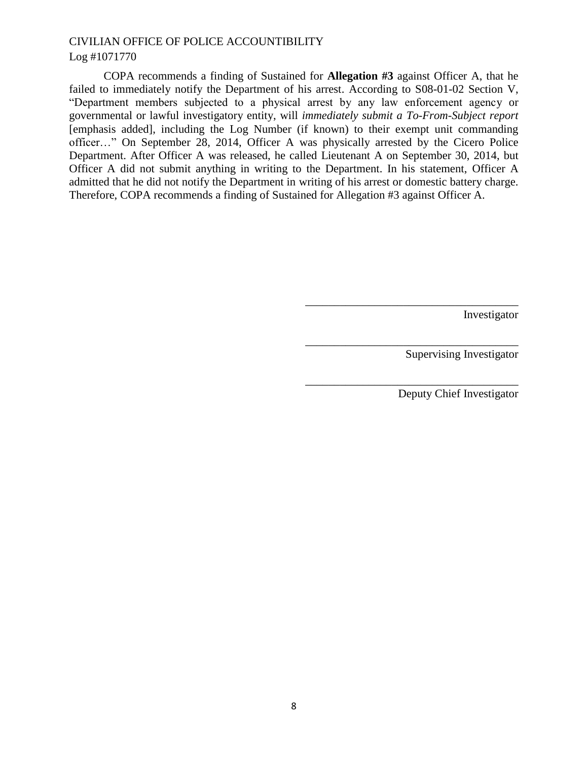COPA recommends a finding of Sustained for **Allegation #3** against Officer A, that he failed to immediately notify the Department of his arrest. According to S08-01-02 Section V, "Department members subjected to a physical arrest by any law enforcement agency or governmental or lawful investigatory entity, will *immediately submit a To-From-Subject report* [emphasis added], including the Log Number (if known) to their exempt unit commanding officer…" On September 28, 2014, Officer A was physically arrested by the Cicero Police Department. After Officer A was released, he called Lieutenant A on September 30, 2014, but Officer A did not submit anything in writing to the Department. In his statement, Officer A admitted that he did not notify the Department in writing of his arrest or domestic battery charge. Therefore, COPA recommends a finding of Sustained for Allegation #3 against Officer A.

\_\_\_\_\_\_\_\_\_\_\_\_\_\_\_\_\_\_\_\_\_\_\_\_\_\_\_\_\_\_\_\_\_\_\_\_\_\_

Investigator

\_\_\_\_\_\_\_\_\_\_\_\_\_\_\_\_\_\_\_\_\_\_\_\_\_\_\_\_\_\_\_\_\_\_\_\_\_\_

Supervising Investigator

\_\_\_\_\_\_\_\_\_\_\_\_\_\_\_\_\_\_\_\_\_\_\_\_\_\_\_\_\_\_\_\_\_\_\_\_\_\_

Deputy Chief Investigator